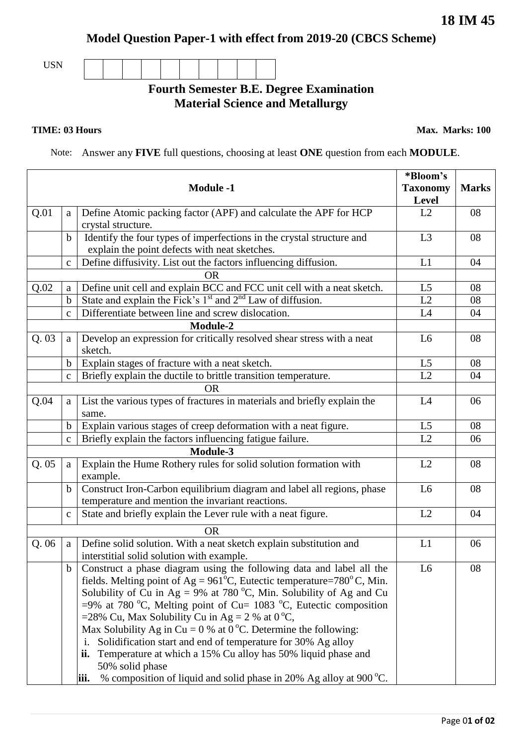**18 IM 45**

# Model Question Paper-1 with effect from 2019-20 (CBCS Scheme)

USN | | | | | | | | | |

## Fourth Semester B.E. Degree Examination
## Material Science and Metallurgy

**TIME: 03 Hours** **Max. Marks: 100**

Note: Answer any **FIVE** full questions, choosing at least **ONE** question from each **MODULE**.

| | | **Module -1** | ***Bloom's Taxonomy Level** | **Marks** |
|---|---|---|---|---|
| Q.01 | a | Define Atomic packing factor (APF) and calculate the APF for HCP crystal structure. | L2 | 08 |
| | b | Identify the four types of imperfections in the crystal structure and explain the point defects with neat sketches. | L3 | 08 |
| | c | Define diffusivity. List out the factors influencing diffusion. | L1 | 04 |
| | | OR | | |
| Q.02 | a | Define unit cell and explain BCC and FCC unit cell with a neat sketch. | L5 | 08 |
| | b | State and explain the Fick's 1st and 2nd Law of diffusion. | L2 | 08 |
| | c | Differentiate between line and screw dislocation. | L4 | 04 |
| | | **Module-2** | | |
| Q. 03 | a | Develop an expression for critically resolved shear stress with a neat sketch. | L6 | 08 |
| | b | Explain stages of fracture with a neat sketch. | L5 | 08 |
| | c | Briefly explain the ductile to brittle transition temperature. | L2 | 04 |
| | | OR | | |
| Q.04 | a | List the various types of fractures in materials and briefly explain the same. | L4 | 06 |
| | b | Explain various stages of creep deformation with a neat figure. | L5 | 08 |
| | c | Briefly explain the factors influencing fatigue failure. | L2 | 06 |
| | | **Module-3** | | |
| Q. 05 | a | Explain the Hume Rothery rules for solid solution formation with example. | L2 | 08 |
| | b | Construct Iron-Carbon equilibrium diagram and label all regions, phase temperature and mention the invariant reactions. | L6 | 08 |
| | c | State and briefly explain the Lever rule with a neat figure. | L2 | 04 |
| | | OR | | |
| Q. 06 | a | Define solid solution. With a neat sketch explain substitution and interstitial solid solution with example. | L1 | 06 |
| | b | Construct a phase diagram using the following data and label all the fields. Melting point of Ag = 961 °C, Eutectic temperature=780 °C, Min. Solubility of Cu in Ag = 9% at 780 °C, Min. Solubility of Ag and Cu =9% at 780 °C, Melting point of Cu= 1083 °C, Eutectic composition =28% Cu, Max Solubility Cu in Ag = 2 % at 0 °C, Max Solubility Ag in Cu = 0 % at 0 °C. Determine the following:<br>i. Solidification start and end of temperature for 30% Ag alloy<br>**ii.** Temperature at which a 15% Cu alloy has 50% liquid phase and 50% solid phase<br>**iii.** % composition of liquid and solid phase in 20% Ag alloy at 900 °C. | L6 | 08 |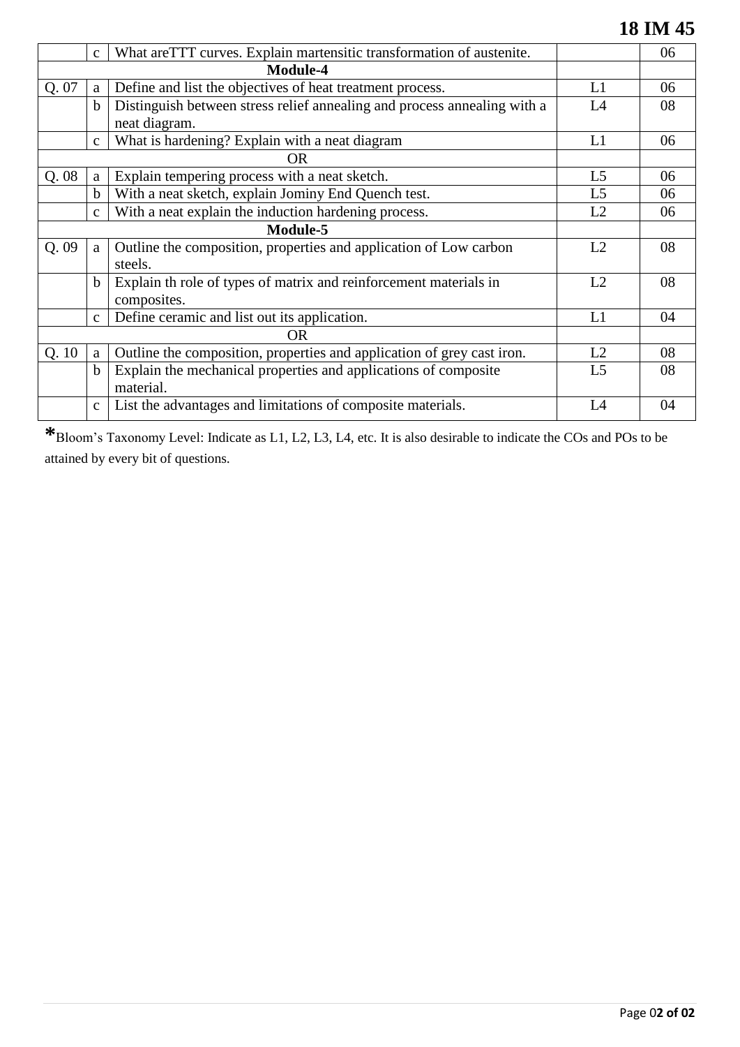| | | | | |
|---|---|---|---|---|
| | c | What areTTT curves. Explain martensitic transformation of austenite. | | 06 |
| **Module-4** | | | | |
| Q. 07 | a | Define and list the objectives of heat treatment process. | L1 | 06 |
| | b | Distinguish between stress relief annealing and process annealing with a neat diagram. | L4 | 08 |
| | c | What is hardening? Explain with a neat diagram | L1 | 06 |
| OR | | | | |
| Q. 08 | a | Explain tempering process with a neat sketch. | L5 | 06 |
| | b | With a neat sketch, explain Jominy End Quench test. | L5 | 06 |
| | c | With a neat explain the induction hardening process. | L2 | 06 |
| **Module-5** | | | | |
| Q. 09 | a | Outline the composition, properties and application of Low carbon steels. | L2 | 08 |
| | b | Explain th role of types of matrix and reinforcement materials in composites. | L2 | 08 |
| | c | Define ceramic and list out its application. | L1 | 04 |
| OR | | | | |
| Q. 10 | a | Outline the composition, properties and application of grey cast iron. | L2 | 08 |
| | b | Explain the mechanical properties and applications of composite material. | L5 | 08 |
| | c | List the advantages and limitations of composite materials. | L4 | 04 |

**\***Bloom's Taxonomy Level: Indicate as L1, L2, L3, L4, etc. It is also desirable to indicate the COs and POs to be attained by every bit of questions.